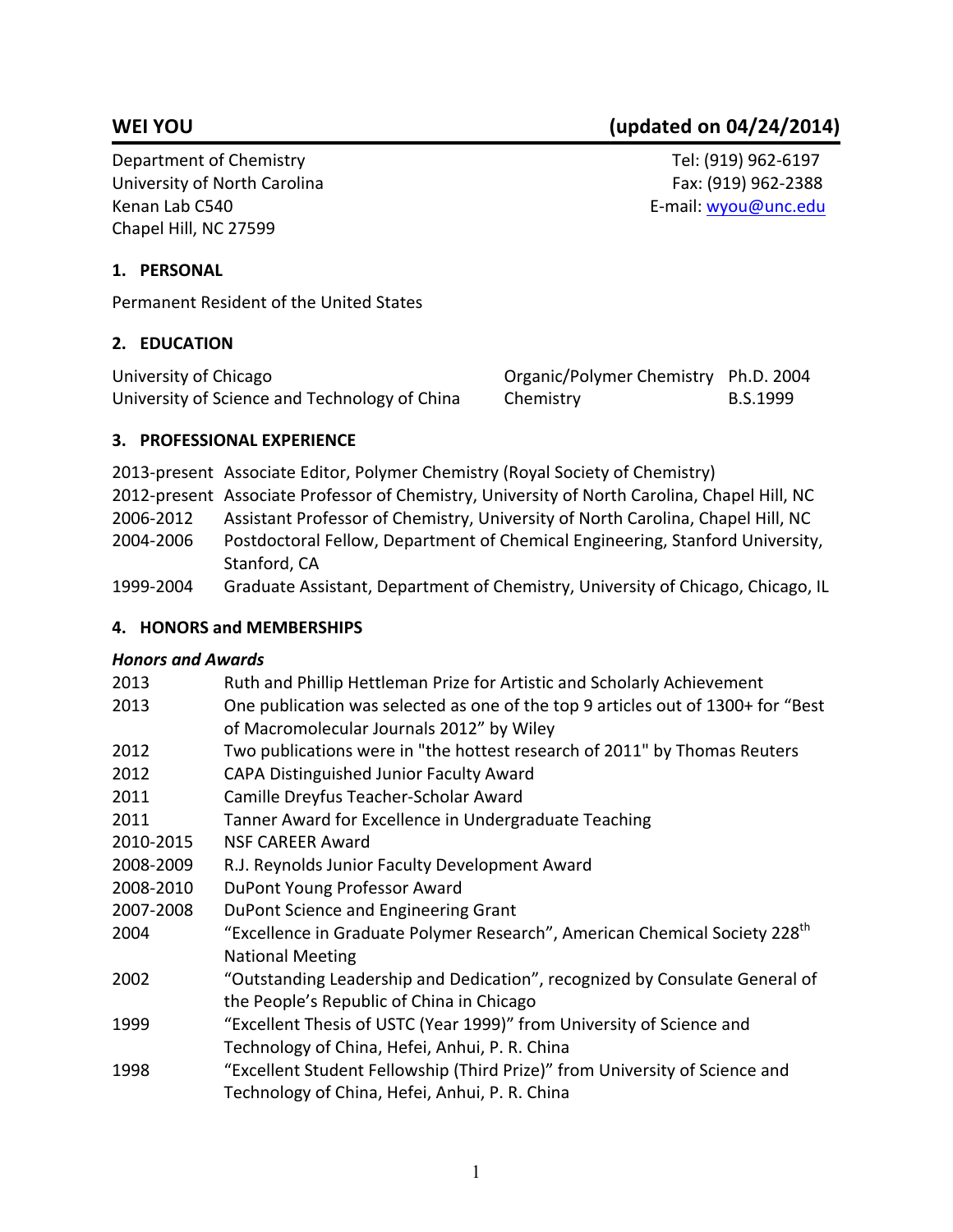# WEI YOU (updated on 04/24/2014)

Department of Chemistry
University of North Carolina
Kenan Lab C540
Chapel Hill, NC 27599

Tel: (919) 962-6197
Fax: (919) 962-2388
E-mail: wyou@unc.edu

## 1. PERSONAL

Permanent Resident of the United States

## 2. EDUCATION

| | | |
|---|---|---|
| University of Chicago | Organic/Polymer Chemistry | Ph.D. 2004 |
| University of Science and Technology of China | Chemistry | B.S.1999 |

## 3. PROFESSIONAL EXPERIENCE

| | |
|---|---|
| 2013-present | Associate Editor, Polymer Chemistry (Royal Society of Chemistry) |
| 2012-present | Associate Professor of Chemistry, University of North Carolina, Chapel Hill, NC |
| 2006-2012 | Assistant Professor of Chemistry, University of North Carolina, Chapel Hill, NC |
| 2004-2006 | Postdoctoral Fellow, Department of Chemical Engineering, Stanford University, Stanford, CA |
| 1999-2004 | Graduate Assistant, Department of Chemistry, University of Chicago, Chicago, IL |

## 4. HONORS and MEMBERSHIPS

### *Honors and Awards*

| | |
|---|---|
| 2013 | Ruth and Phillip Hettleman Prize for Artistic and Scholarly Achievement |
| 2013 | One publication was selected as one of the top 9 articles out of 1300+ for "Best of Macromolecular Journals 2012" by Wiley |
| 2012 | Two publications were in "the hottest research of 2011" by Thomas Reuters |
| 2012 | CAPA Distinguished Junior Faculty Award |
| 2011 | Camille Dreyfus Teacher-Scholar Award |
| 2011 | Tanner Award for Excellence in Undergraduate Teaching |
| 2010-2015 | NSF CAREER Award |
| 2008-2009 | R.J. Reynolds Junior Faculty Development Award |
| 2008-2010 | DuPont Young Professor Award |
| 2007-2008 | DuPont Science and Engineering Grant |
| 2004 | "Excellence in Graduate Polymer Research", American Chemical Society 228th National Meeting |
| 2002 | "Outstanding Leadership and Dedication", recognized by Consulate General of the People's Republic of China in Chicago |
| 1999 | "Excellent Thesis of USTC (Year 1999)" from University of Science and Technology of China, Hefei, Anhui, P. R. China |
| 1998 | "Excellent Student Fellowship (Third Prize)" from University of Science and Technology of China, Hefei, Anhui, P. R. China |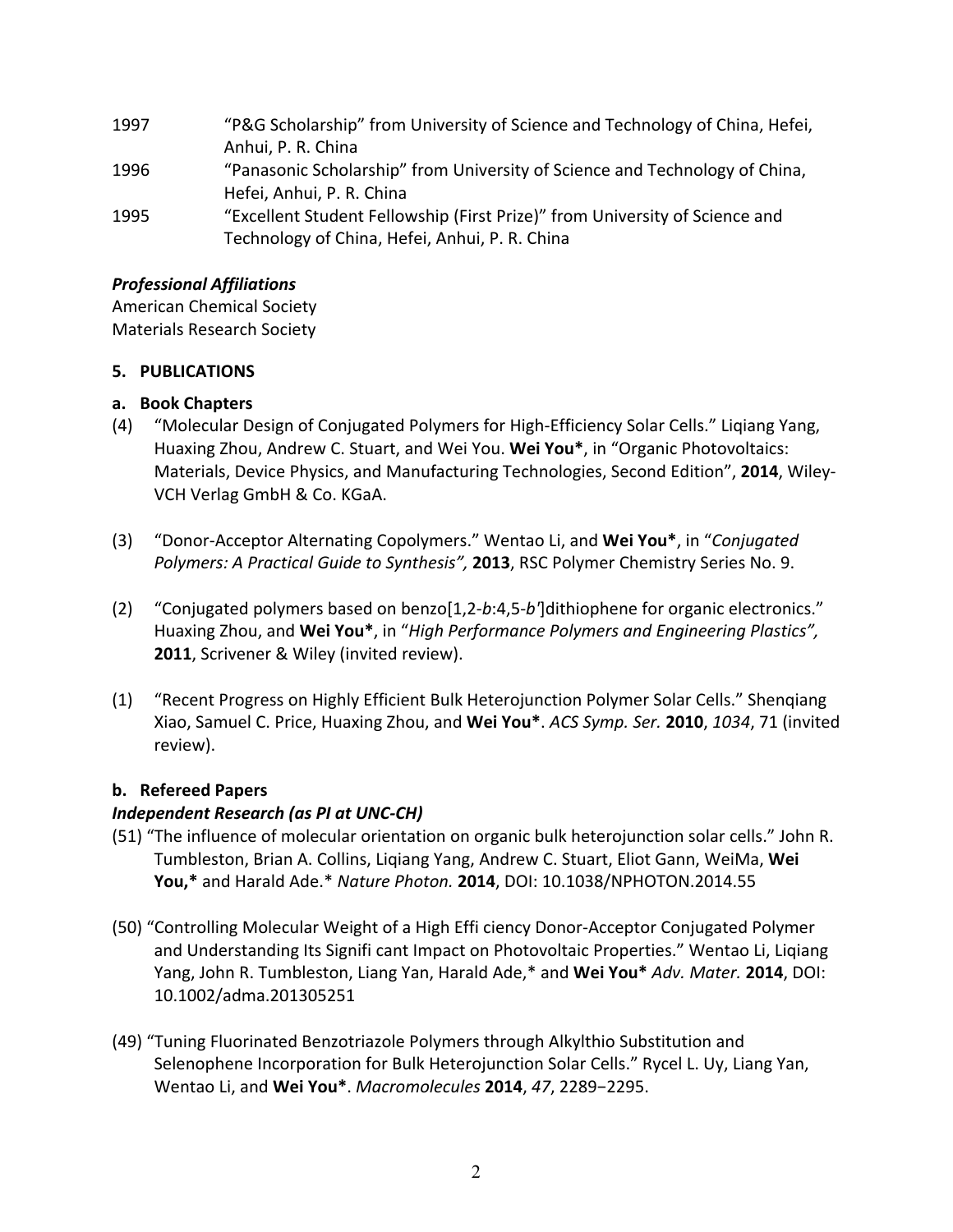1997 "P&G Scholarship" from University of Science and Technology of China, Hefei, Anhui, P. R. China

1996 "Panasonic Scholarship" from University of Science and Technology of China, Hefei, Anhui, P. R. China

1995 "Excellent Student Fellowship (First Prize)" from University of Science and Technology of China, Hefei, Anhui, P. R. China

***Professional Affiliations***

American Chemical Society
Materials Research Society

**5. PUBLICATIONS**

**a. Book Chapters**

(4) "Molecular Design of Conjugated Polymers for High-Efficiency Solar Cells." Liqiang Yang, Huaxing Zhou, Andrew C. Stuart, and Wei You. **Wei You***, in "Organic Photovoltaics: Materials, Device Physics, and Manufacturing Technologies, Second Edition", **2014**, Wiley-VCH Verlag GmbH & Co. KGaA.

(3) "Donor-Acceptor Alternating Copolymers." Wentao Li, and **Wei You***, in "*Conjugated Polymers: A Practical Guide to Synthesis",* **2013**, RSC Polymer Chemistry Series No. 9.

(2) "Conjugated polymers based on benzo[1,2-*b*:4,5-*b'*]dithiophene for organic electronics." Huaxing Zhou, and **Wei You***, in "*High Performance Polymers and Engineering Plastics",* **2011**, Scrivener & Wiley (invited review).

(1) "Recent Progress on Highly Efficient Bulk Heterojunction Polymer Solar Cells." Shenqiang Xiao, Samuel C. Price, Huaxing Zhou, and **Wei You***. *ACS Symp. Ser.* **2010**, *1034*, 71 (invited review).

**b. Refereed Papers**

***Independent Research (as PI at UNC-CH)***

(51) "The influence of molecular orientation on organic bulk heterojunction solar cells." John R. Tumbleston, Brian A. Collins, Liqiang Yang, Andrew C. Stuart, Eliot Gann, WeiMa, **Wei You,*** and Harald Ade.* *Nature Photon.* **2014**, DOI: 10.1038/NPHOTON.2014.55

(50) "Controlling Molecular Weight of a High Effi ciency Donor-Acceptor Conjugated Polymer and Understanding Its Signifi cant Impact on Photovoltaic Properties." Wentao Li, Liqiang Yang, John R. Tumbleston, Liang Yan, Harald Ade,* and **Wei You*** *Adv. Mater.* **2014**, DOI: 10.1002/adma.201305251

(49) "Tuning Fluorinated Benzotriazole Polymers through Alkylthio Substitution and Selenophene Incorporation for Bulk Heterojunction Solar Cells." Rycel L. Uy, Liang Yan, Wentao Li, and **Wei You***. *Macromolecules* **2014**, *47*, 2289−2295.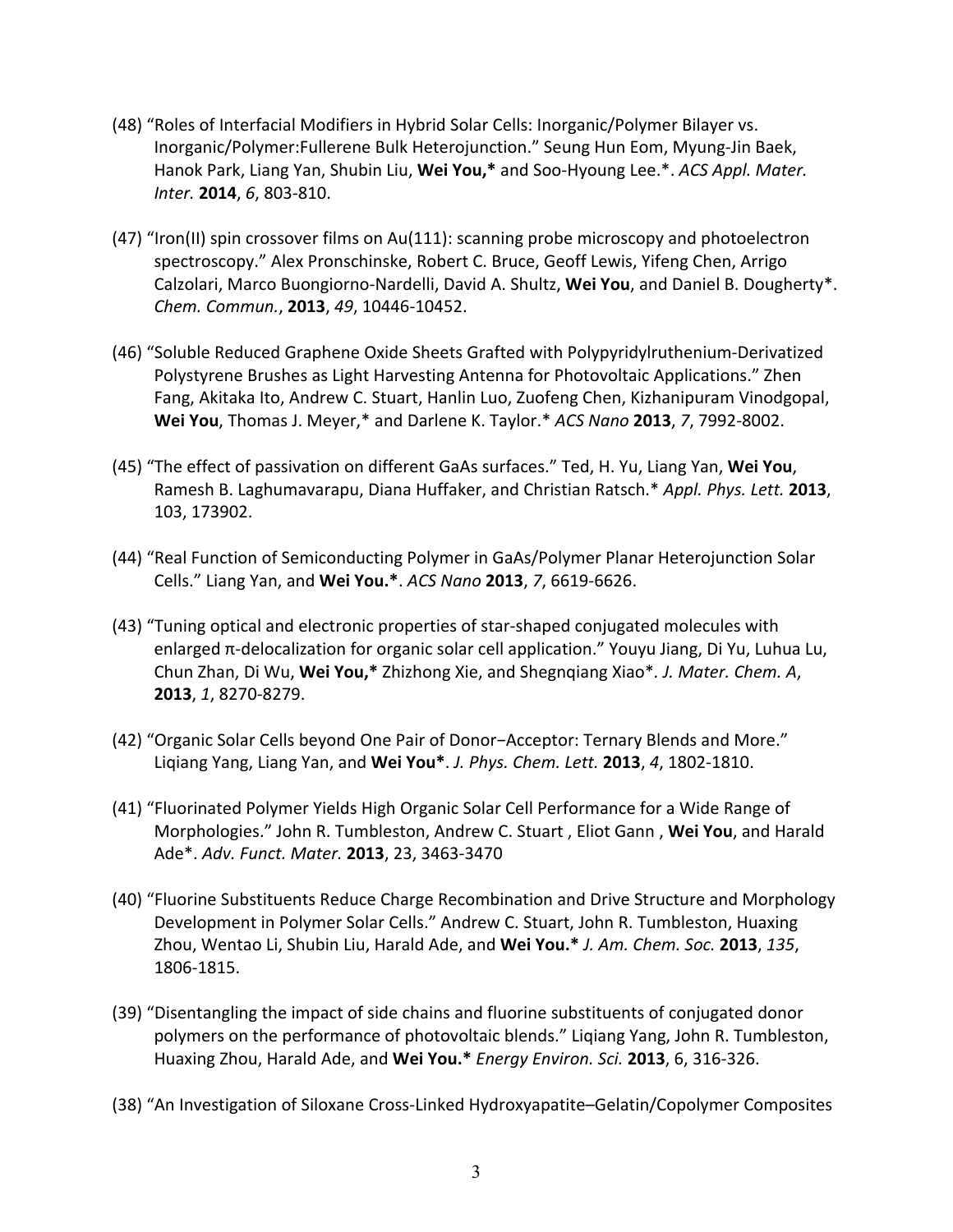(48) "Roles of Interfacial Modifiers in Hybrid Solar Cells: Inorganic/Polymer Bilayer vs. Inorganic/Polymer:Fullerene Bulk Heterojunction." Seung Hun Eom, Myung-Jin Baek, Hanok Park, Liang Yan, Shubin Liu, **Wei You,*** and Soo-Hyoung Lee.*. *ACS Appl. Mater. Inter.* **2014**, *6*, 803-810.

(47) "Iron(II) spin crossover films on Au(111): scanning probe microscopy and photoelectron spectroscopy." Alex Pronschinske, Robert C. Bruce, Geoff Lewis, Yifeng Chen, Arrigo Calzolari, Marco Buongiorno-Nardelli, David A. Shultz, **Wei You**, and Daniel B. Dougherty*. *Chem. Commun.*, **2013**, *49*, 10446-10452.

(46) "Soluble Reduced Graphene Oxide Sheets Grafted with Polypyridylruthenium-Derivatized Polystyrene Brushes as Light Harvesting Antenna for Photovoltaic Applications." Zhen Fang, Akitaka Ito, Andrew C. Stuart, Hanlin Luo, Zuofeng Chen, Kizhanipuram Vinodgopal, **Wei You**, Thomas J. Meyer,* and Darlene K. Taylor.* *ACS Nano* **2013**, *7*, 7992-8002.

(45) "The effect of passivation on different GaAs surfaces." Ted, H. Yu, Liang Yan, **Wei You**, Ramesh B. Laghumavarapu, Diana Huffaker, and Christian Ratsch.* *Appl. Phys. Lett.* **2013**, 103, 173902.

(44) "Real Function of Semiconducting Polymer in GaAs/Polymer Planar Heterojunction Solar Cells." Liang Yan, and **Wei You.***. *ACS Nano* **2013**, *7*, 6619-6626.

(43) "Tuning optical and electronic properties of star-shaped conjugated molecules with enlarged π-delocalization for organic solar cell application." Youyu Jiang, Di Yu, Luhua Lu, Chun Zhan, Di Wu, **Wei You,*** Zhizhong Xie, and Shegnqiang Xiao*. *J. Mater. Chem. A*, **2013**, *1*, 8270-8279.

(42) "Organic Solar Cells beyond One Pair of Donor−Acceptor: Ternary Blends and More." Liqiang Yang, Liang Yan, and **Wei You***. *J. Phys. Chem. Lett.* **2013**, *4*, 1802-1810.

(41) "Fluorinated Polymer Yields High Organic Solar Cell Performance for a Wide Range of Morphologies." John R. Tumbleston, Andrew C. Stuart , Eliot Gann , **Wei You**, and Harald Ade*. *Adv. Funct. Mater.* **2013**, 23, 3463-3470

(40) "Fluorine Substituents Reduce Charge Recombination and Drive Structure and Morphology Development in Polymer Solar Cells." Andrew C. Stuart, John R. Tumbleston, Huaxing Zhou, Wentao Li, Shubin Liu, Harald Ade, and **Wei You.*** *J. Am. Chem. Soc.* **2013**, *135*, 1806-1815.

(39) "Disentangling the impact of side chains and fluorine substituents of conjugated donor polymers on the performance of photovoltaic blends." Liqiang Yang, John R. Tumbleston, Huaxing Zhou, Harald Ade, and **Wei You.*** *Energy Environ. Sci.* **2013**, 6, 316-326.

(38) "An Investigation of Siloxane Cross-Linked Hydroxyapatite–Gelatin/Copolymer Composites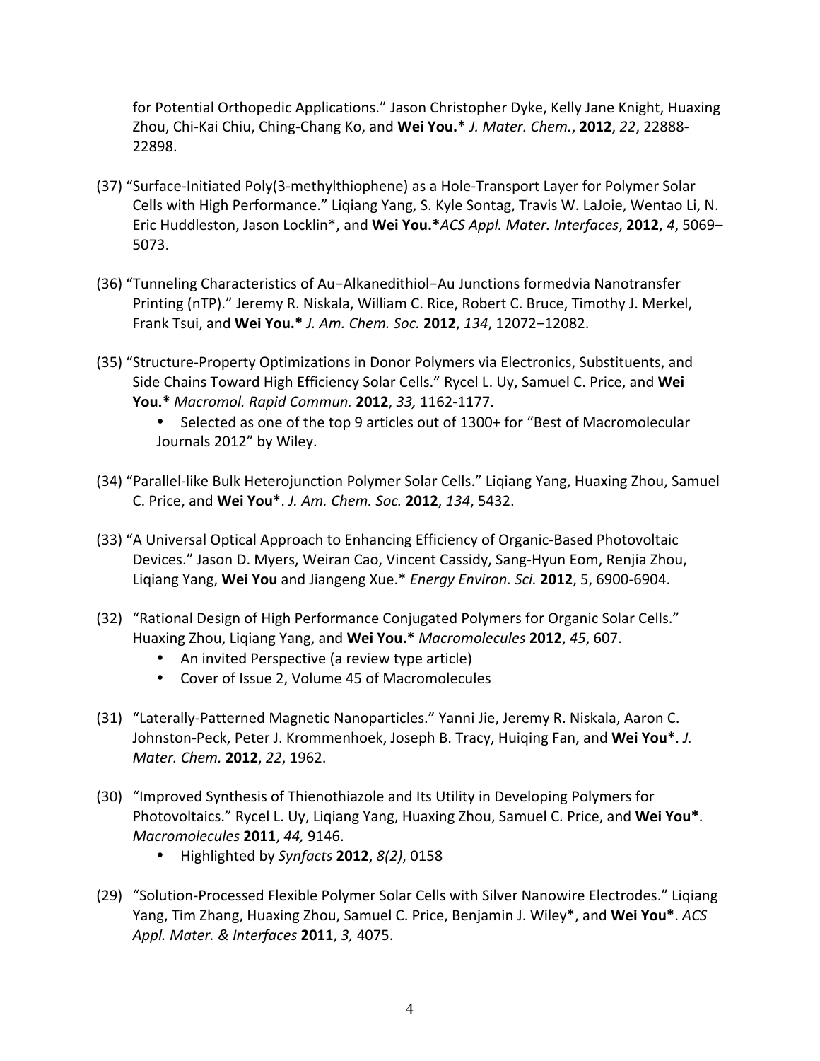for Potential Orthopedic Applications." Jason Christopher Dyke, Kelly Jane Knight, Huaxing Zhou, Chi-Kai Chiu, Ching-Chang Ko, and **Wei You.*** *J. Mater. Chem.*, **2012**, *22*, 22888-22898.

(37) "Surface-Initiated Poly(3-methylthiophene) as a Hole-Transport Layer for Polymer Solar Cells with High Performance." Liqiang Yang, S. Kyle Sontag, Travis W. LaJoie, Wentao Li, N. Eric Huddleston, Jason Locklin*, and **Wei You.***ACS Appl. Mater. Interfaces*, **2012**, *4*, 5069–5073.

(36) "Tunneling Characteristics of Au−Alkanedithiol−Au Junctions formedvia Nanotransfer Printing (nTP)." Jeremy R. Niskala, William C. Rice, Robert C. Bruce, Timothy J. Merkel, Frank Tsui, and **Wei You.*** *J. Am. Chem. Soc.* **2012**, *134*, 12072−12082.

(35) "Structure-Property Optimizations in Donor Polymers via Electronics, Substituents, and Side Chains Toward High Efficiency Solar Cells." Rycel L. Uy, Samuel C. Price, and **Wei You.*** *Macromol. Rapid Commun.* **2012**, *33,* 1162-1177.
- Selected as one of the top 9 articles out of 1300+ for "Best of Macromolecular Journals 2012" by Wiley.

(34) "Parallel-like Bulk Heterojunction Polymer Solar Cells." Liqiang Yang, Huaxing Zhou, Samuel C. Price, and **Wei You***. *J. Am. Chem. Soc.* **2012**, *134*, 5432.

(33) "A Universal Optical Approach to Enhancing Efficiency of Organic-Based Photovoltaic Devices." Jason D. Myers, Weiran Cao, Vincent Cassidy, Sang-Hyun Eom, Renjia Zhou, Liqiang Yang, **Wei You** and Jiangeng Xue.* *Energy Environ. Sci.* **2012**, 5, 6900-6904.

(32) "Rational Design of High Performance Conjugated Polymers for Organic Solar Cells." Huaxing Zhou, Liqiang Yang, and **Wei You.*** *Macromolecules* **2012**, *45*, 607.
- An invited Perspective (a review type article)
- Cover of Issue 2, Volume 45 of Macromolecules

(31) "Laterally-Patterned Magnetic Nanoparticles." Yanni Jie, Jeremy R. Niskala, Aaron C. Johnston-Peck, Peter J. Krommenhoek, Joseph B. Tracy, Huiqing Fan, and **Wei You***. *J. Mater. Chem.* **2012**, *22*, 1962.

(30) "Improved Synthesis of Thienothiazole and Its Utility in Developing Polymers for Photovoltaics." Rycel L. Uy, Liqiang Yang, Huaxing Zhou, Samuel C. Price, and **Wei You***. *Macromolecules* **2011**, *44,* 9146.
- Highlighted by *Synfacts* **2012**, *8(2)*, 0158

(29) "Solution-Processed Flexible Polymer Solar Cells with Silver Nanowire Electrodes." Liqiang Yang, Tim Zhang, Huaxing Zhou, Samuel C. Price, Benjamin J. Wiley*, and **Wei You***. *ACS Appl. Mater. & Interfaces* **2011**, *3,* 4075.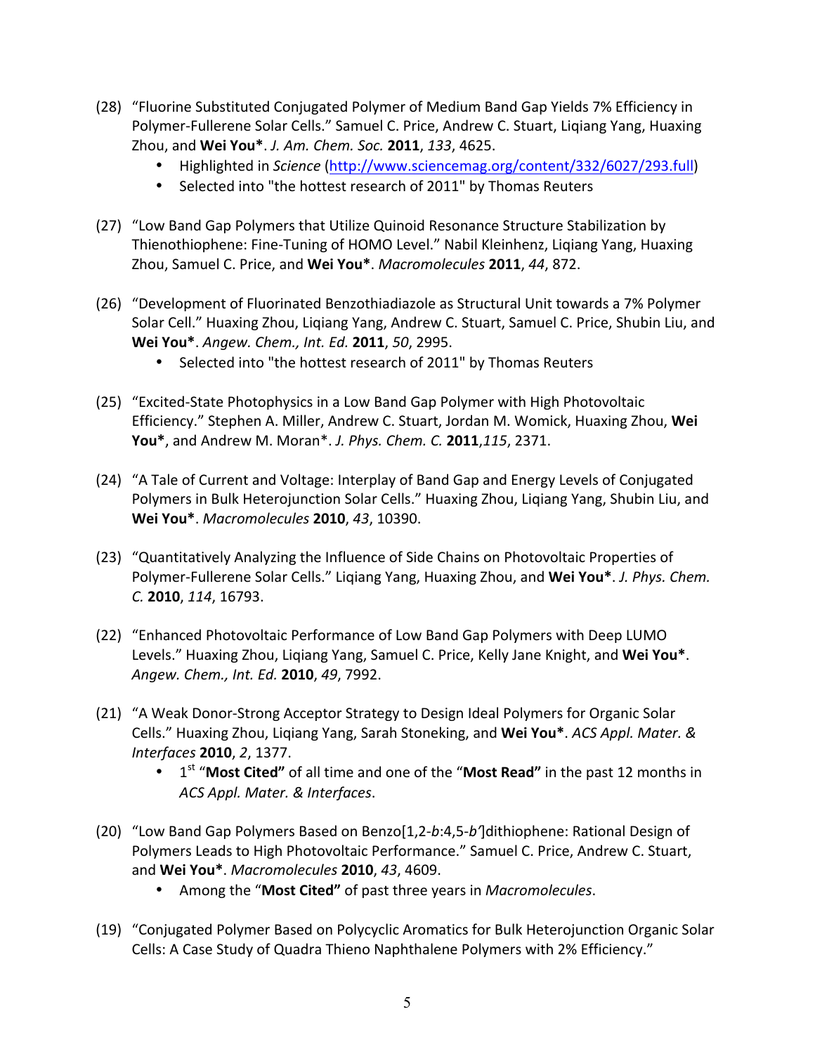(28) "Fluorine Substituted Conjugated Polymer of Medium Band Gap Yields 7% Efficiency in Polymer-Fullerene Solar Cells." Samuel C. Price, Andrew C. Stuart, Liqiang Yang, Huaxing Zhou, and **Wei You***. *J. Am. Chem. Soc.* **2011**, *133*, 4625.
   - Highlighted in *Science* (http://www.sciencemag.org/content/332/6027/293.full)
   - Selected into "the hottest research of 2011" by Thomas Reuters

(27) "Low Band Gap Polymers that Utilize Quinoid Resonance Structure Stabilization by Thienothiophene: Fine-Tuning of HOMO Level." Nabil Kleinhenz, Liqiang Yang, Huaxing Zhou, Samuel C. Price, and **Wei You***. *Macromolecules* **2011**, *44*, 872.

(26) "Development of Fluorinated Benzothiadiazole as Structural Unit towards a 7% Polymer Solar Cell." Huaxing Zhou, Liqiang Yang, Andrew C. Stuart, Samuel C. Price, Shubin Liu, and **Wei You***. *Angew. Chem., Int. Ed.* **2011**, *50*, 2995.
   - Selected into "the hottest research of 2011" by Thomas Reuters

(25) "Excited-State Photophysics in a Low Band Gap Polymer with High Photovoltaic Efficiency." Stephen A. Miller, Andrew C. Stuart, Jordan M. Womick, Huaxing Zhou, **Wei You***, and Andrew M. Moran*. *J. Phys. Chem. C.* **2011**,*115*, 2371.

(24) "A Tale of Current and Voltage: Interplay of Band Gap and Energy Levels of Conjugated Polymers in Bulk Heterojunction Solar Cells." Huaxing Zhou, Liqiang Yang, Shubin Liu, and **Wei You***. *Macromolecules* **2010**, *43*, 10390.

(23) "Quantitatively Analyzing the Influence of Side Chains on Photovoltaic Properties of Polymer-Fullerene Solar Cells." Liqiang Yang, Huaxing Zhou, and **Wei You***. *J. Phys. Chem. C.* **2010**, *114*, 16793.

(22) "Enhanced Photovoltaic Performance of Low Band Gap Polymers with Deep LUMO Levels." Huaxing Zhou, Liqiang Yang, Samuel C. Price, Kelly Jane Knight, and **Wei You***. *Angew. Chem., Int. Ed.* **2010**, *49*, 7992.

(21) "A Weak Donor-Strong Acceptor Strategy to Design Ideal Polymers for Organic Solar Cells." Huaxing Zhou, Liqiang Yang, Sarah Stoneking, and **Wei You***. *ACS Appl. Mater. & Interfaces* **2010**, *2*, 1377.
   - 1st **"Most Cited"** of all time and one of the "**Most Read"** in the past 12 months in *ACS Appl. Mater. & Interfaces*.

(20) "Low Band Gap Polymers Based on Benzo[1,2-*b*:4,5-*b'*]dithiophene: Rational Design of Polymers Leads to High Photovoltaic Performance." Samuel C. Price, Andrew C. Stuart, and **Wei You***. *Macromolecules* **2010**, *43*, 4609.
   - Among the "**Most Cited"** of past three years in *Macromolecules*.

(19) "Conjugated Polymer Based on Polycyclic Aromatics for Bulk Heterojunction Organic Solar Cells: A Case Study of Quadra Thieno Naphthalene Polymers with 2% Efficiency."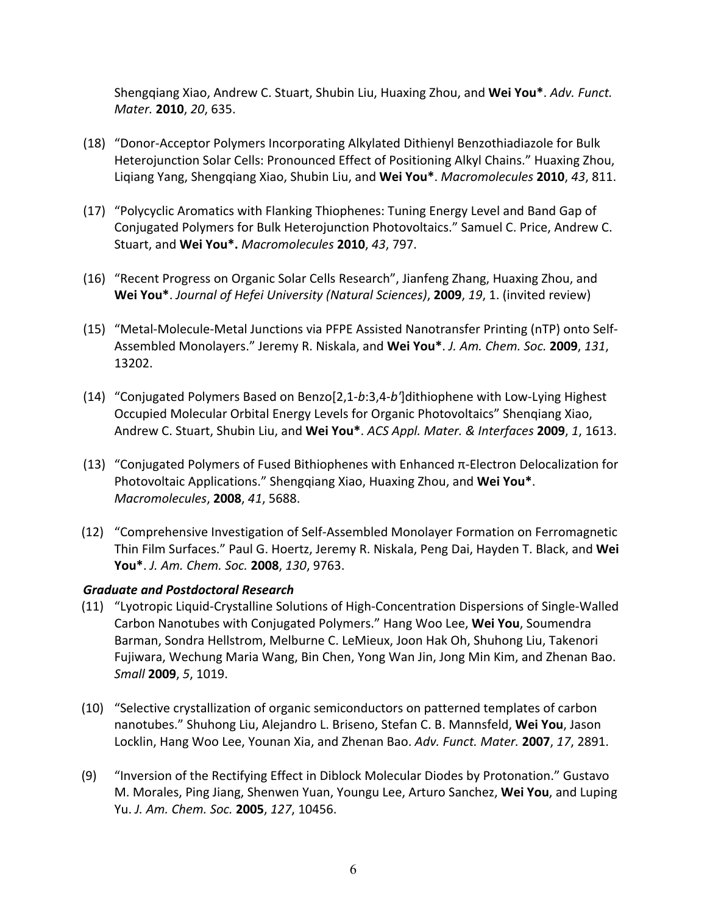Shengqiang Xiao, Andrew C. Stuart, Shubin Liu, Huaxing Zhou, and **Wei You***. *Adv. Funct. Mater.* **2010**, *20*, 635.

(18) "Donor-Acceptor Polymers Incorporating Alkylated Dithienyl Benzothiadiazole for Bulk Heterojunction Solar Cells: Pronounced Effect of Positioning Alkyl Chains." Huaxing Zhou, Liqiang Yang, Shengqiang Xiao, Shubin Liu, and **Wei You***. *Macromolecules* **2010**, *43*, 811.

(17) "Polycyclic Aromatics with Flanking Thiophenes: Tuning Energy Level and Band Gap of Conjugated Polymers for Bulk Heterojunction Photovoltaics." Samuel C. Price, Andrew C. Stuart, and **Wei You*.** *Macromolecules* **2010**, *43*, 797.

(16) "Recent Progress on Organic Solar Cells Research", Jianfeng Zhang, Huaxing Zhou, and **Wei You***. *Journal of Hefei University (Natural Sciences)*, **2009**, *19*, 1. (invited review)

(15) "Metal-Molecule-Metal Junctions via PFPE Assisted Nanotransfer Printing (nTP) onto Self-Assembled Monolayers." Jeremy R. Niskala, and **Wei You***. *J. Am. Chem. Soc.* **2009**, *131*, 13202.

(14) "Conjugated Polymers Based on Benzo[2,1-*b*:3,4-*b'*]dithiophene with Low-Lying Highest Occupied Molecular Orbital Energy Levels for Organic Photovoltaics" Shenqiang Xiao, Andrew C. Stuart, Shubin Liu, and **Wei You***. *ACS Appl. Mater. & Interfaces* **2009**, *1*, 1613.

(13) "Conjugated Polymers of Fused Bithiophenes with Enhanced π-Electron Delocalization for Photovoltaic Applications." Shengqiang Xiao, Huaxing Zhou, and **Wei You***. *Macromolecules*, **2008**, *41*, 5688.

(12) "Comprehensive Investigation of Self-Assembled Monolayer Formation on Ferromagnetic Thin Film Surfaces." Paul G. Hoertz, Jeremy R. Niskala, Peng Dai, Hayden T. Black, and **Wei You***. *J. Am. Chem. Soc.* **2008**, *130*, 9763.

***Graduate and Postdoctoral Research***

(11) "Lyotropic Liquid-Crystalline Solutions of High-Concentration Dispersions of Single-Walled Carbon Nanotubes with Conjugated Polymers." Hang Woo Lee, **Wei You**, Soumendra Barman, Sondra Hellstrom, Melburne C. LeMieux, Joon Hak Oh, Shuhong Liu, Takenori Fujiwara, Wechung Maria Wang, Bin Chen, Yong Wan Jin, Jong Min Kim, and Zhenan Bao. *Small* **2009**, *5*, 1019.

(10) "Selective crystallization of organic semiconductors on patterned templates of carbon nanotubes." Shuhong Liu, Alejandro L. Briseno, Stefan C. B. Mannsfeld, **Wei You**, Jason Locklin, Hang Woo Lee, Younan Xia, and Zhenan Bao. *Adv. Funct. Mater.* **2007**, *17*, 2891.

(9) "Inversion of the Rectifying Effect in Diblock Molecular Diodes by Protonation." Gustavo M. Morales, Ping Jiang, Shenwen Yuan, Youngu Lee, Arturo Sanchez, **Wei You**, and Luping Yu. *J. Am. Chem. Soc.* **2005**, *127*, 10456.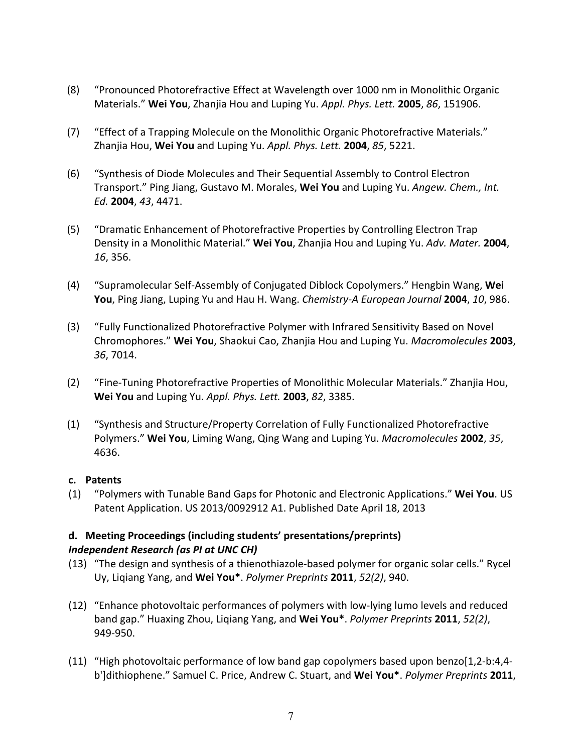(8) "Pronounced Photorefractive Effect at Wavelength over 1000 nm in Monolithic Organic Materials." **Wei You**, Zhanjia Hou and Luping Yu. *Appl. Phys. Lett.* **2005**, *86*, 151906.

(7) "Effect of a Trapping Molecule on the Monolithic Organic Photorefractive Materials." Zhanjia Hou, **Wei You** and Luping Yu. *Appl. Phys. Lett.* **2004**, *85*, 5221.

(6) "Synthesis of Diode Molecules and Their Sequential Assembly to Control Electron Transport." Ping Jiang, Gustavo M. Morales, **Wei You** and Luping Yu. *Angew. Chem., Int. Ed.* **2004**, *43*, 4471.

(5) "Dramatic Enhancement of Photorefractive Properties by Controlling Electron Trap Density in a Monolithic Material." **Wei You**, Zhanjia Hou and Luping Yu. *Adv. Mater.* **2004**, *16*, 356.

(4) "Supramolecular Self-Assembly of Conjugated Diblock Copolymers." Hengbin Wang, **Wei You**, Ping Jiang, Luping Yu and Hau H. Wang. *Chemistry-A European Journal* **2004**, *10*, 986.

(3) "Fully Functionalized Photorefractive Polymer with Infrared Sensitivity Based on Novel Chromophores." **Wei You**, Shaokui Cao, Zhanjia Hou and Luping Yu. *Macromolecules* **2003**, *36*, 7014.

(2) "Fine-Tuning Photorefractive Properties of Monolithic Molecular Materials." Zhanjia Hou, **Wei You** and Luping Yu. *Appl. Phys. Lett.* **2003**, *82*, 3385.

(1) "Synthesis and Structure/Property Correlation of Fully Functionalized Photorefractive Polymers." **Wei You**, Liming Wang, Qing Wang and Luping Yu. *Macromolecules* **2002**, *35*, 4636.

### c. Patents

(1) "Polymers with Tunable Band Gaps for Photonic and Electronic Applications." **Wei You**. US Patent Application. US 2013/0092912 A1. Published Date April 18, 2013

### d. Meeting Proceedings (including students' presentations/preprints)

***Independent Research (as PI at UNC CH)***

(13) "The design and synthesis of a thienothiazole-based polymer for organic solar cells." Rycel Uy, Liqiang Yang, and **Wei You***. *Polymer Preprints* **2011**, *52(2)*, 940.

(12) "Enhance photovoltaic performances of polymers with low-lying lumo levels and reduced band gap." Huaxing Zhou, Liqiang Yang, and **Wei You***. *Polymer Preprints* **2011**, *52(2)*, 949-950.

(11) "High photovoltaic performance of low band gap copolymers based upon benzo[1,2-b:4,4-b']dithiophene." Samuel C. Price, Andrew C. Stuart, and **Wei You***. *Polymer Preprints* **2011**,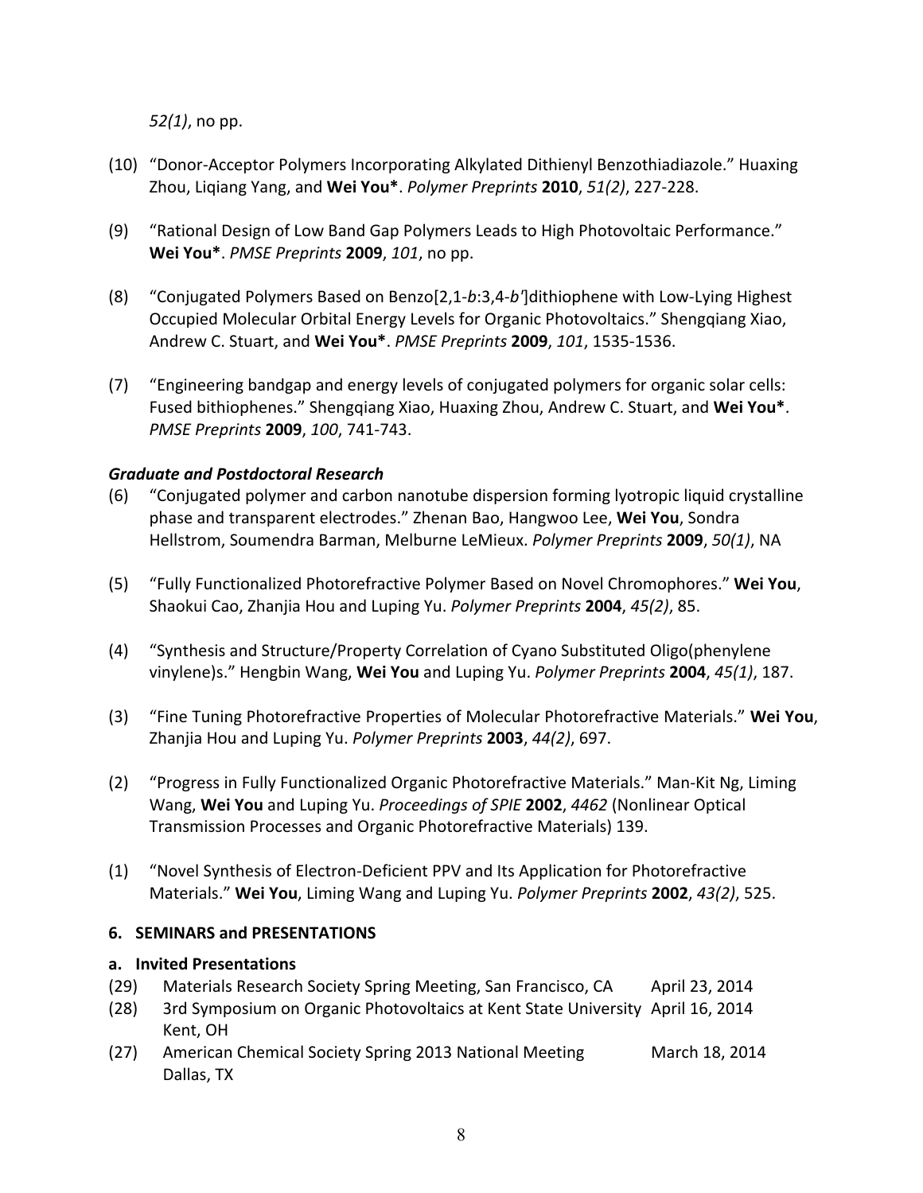*52(1)*, no pp.

(10) "Donor-Acceptor Polymers Incorporating Alkylated Dithienyl Benzothiadiazole." Huaxing Zhou, Liqiang Yang, and **Wei You***. *Polymer Preprints* **2010**, *51(2)*, 227-228.

(9) "Rational Design of Low Band Gap Polymers Leads to High Photovoltaic Performance." **Wei You***. *PMSE Preprints* **2009**, *101*, no pp.

(8) "Conjugated Polymers Based on Benzo[2,1-*b*:3,4-*b'*]dithiophene with Low-Lying Highest Occupied Molecular Orbital Energy Levels for Organic Photovoltaics." Shengqiang Xiao, Andrew C. Stuart, and **Wei You***. *PMSE Preprints* **2009**, *101*, 1535-1536.

(7) "Engineering bandgap and energy levels of conjugated polymers for organic solar cells: Fused bithiophenes." Shengqiang Xiao, Huaxing Zhou, Andrew C. Stuart, and **Wei You***. *PMSE Preprints* **2009**, *100*, 741-743.

***Graduate and Postdoctoral Research***

(6) "Conjugated polymer and carbon nanotube dispersion forming lyotropic liquid crystalline phase and transparent electrodes." Zhenan Bao, Hangwoo Lee, **Wei You**, Sondra Hellstrom, Soumendra Barman, Melburne LeMieux. *Polymer Preprints* **2009**, *50(1)*, NA

(5) "Fully Functionalized Photorefractive Polymer Based on Novel Chromophores." **Wei You**, Shaokui Cao, Zhanjia Hou and Luping Yu. *Polymer Preprints* **2004**, *45(2)*, 85.

(4) "Synthesis and Structure/Property Correlation of Cyano Substituted Oligo(phenylene vinylene)s." Hengbin Wang, **Wei You** and Luping Yu. *Polymer Preprints* **2004**, *45(1)*, 187.

(3) "Fine Tuning Photorefractive Properties of Molecular Photorefractive Materials." **Wei You**, Zhanjia Hou and Luping Yu. *Polymer Preprints* **2003**, *44(2)*, 697.

(2) "Progress in Fully Functionalized Organic Photorefractive Materials." Man-Kit Ng, Liming Wang, **Wei You** and Luping Yu. *Proceedings of SPIE* **2002**, *4462* (Nonlinear Optical Transmission Processes and Organic Photorefractive Materials) 139.

(1) "Novel Synthesis of Electron-Deficient PPV and Its Application for Photorefractive Materials." **Wei You**, Liming Wang and Luping Yu. *Polymer Preprints* **2002**, *43(2)*, 525.

## 6. SEMINARS and PRESENTATIONS

### a. Invited Presentations

(29) Materials Research Society Spring Meeting, San Francisco, CA — April 23, 2014

(28) 3rd Symposium on Organic Photovoltaics at Kent State University, Kent, OH — April 16, 2014

(27) American Chemical Society Spring 2013 National Meeting, Dallas, TX — March 18, 2014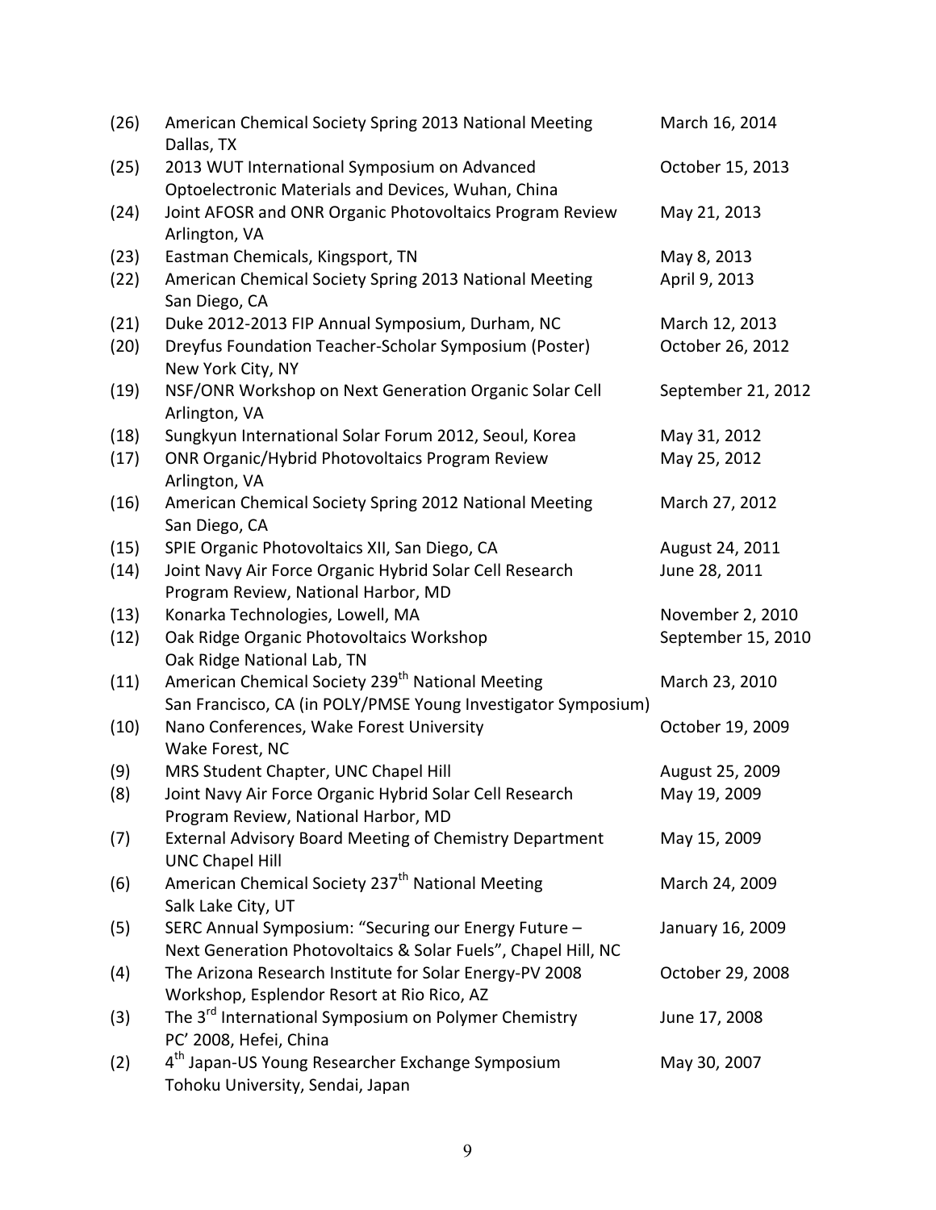| | | |
|---|---|---|
| (26) | American Chemical Society Spring 2013 National Meeting Dallas, TX | March 16, 2014 |
| (25) | 2013 WUT International Symposium on Advanced Optoelectronic Materials and Devices, Wuhan, China | October 15, 2013 |
| (24) | Joint AFOSR and ONR Organic Photovoltaics Program Review Arlington, VA | May 21, 2013 |
| (23) | Eastman Chemicals, Kingsport, TN | May 8, 2013 |
| (22) | American Chemical Society Spring 2013 National Meeting San Diego, CA | April 9, 2013 |
| (21) | Duke 2012-2013 FIP Annual Symposium, Durham, NC | March 12, 2013 |
| (20) | Dreyfus Foundation Teacher-Scholar Symposium (Poster) New York City, NY | October 26, 2012 |
| (19) | NSF/ONR Workshop on Next Generation Organic Solar Cell Arlington, VA | September 21, 2012 |
| (18) | Sungkyun International Solar Forum 2012, Seoul, Korea | May 31, 2012 |
| (17) | ONR Organic/Hybrid Photovoltaics Program Review Arlington, VA | May 25, 2012 |
| (16) | American Chemical Society Spring 2012 National Meeting San Diego, CA | March 27, 2012 |
| (15) | SPIE Organic Photovoltaics XII, San Diego, CA | August 24, 2011 |
| (14) | Joint Navy Air Force Organic Hybrid Solar Cell Research Program Review, National Harbor, MD | June 28, 2011 |
| (13) | Konarka Technologies, Lowell, MA | November 2, 2010 |
| (12) | Oak Ridge Organic Photovoltaics Workshop Oak Ridge National Lab, TN | September 15, 2010 |
| (11) | American Chemical Society 239th National Meeting San Francisco, CA (in POLY/PMSE Young Investigator Symposium) | March 23, 2010 |
| (10) | Nano Conferences, Wake Forest University Wake Forest, NC | October 19, 2009 |
| (9) | MRS Student Chapter, UNC Chapel Hill | August 25, 2009 |
| (8) | Joint Navy Air Force Organic Hybrid Solar Cell Research Program Review, National Harbor, MD | May 19, 2009 |
| (7) | External Advisory Board Meeting of Chemistry Department UNC Chapel Hill | May 15, 2009 |
| (6) | American Chemical Society 237th National Meeting Salk Lake City, UT | March 24, 2009 |
| (5) | SERC Annual Symposium: "Securing our Energy Future – Next Generation Photovoltaics & Solar Fuels", Chapel Hill, NC | January 16, 2009 |
| (4) | The Arizona Research Institute for Solar Energy-PV 2008 Workshop, Esplendor Resort at Rio Rico, AZ | October 29, 2008 |
| (3) | The 3rd International Symposium on Polymer Chemistry PC' 2008, Hefei, China | June 17, 2008 |
| (2) | 4th Japan-US Young Researcher Exchange Symposium Tohoku University, Sendai, Japan | May 30, 2007 |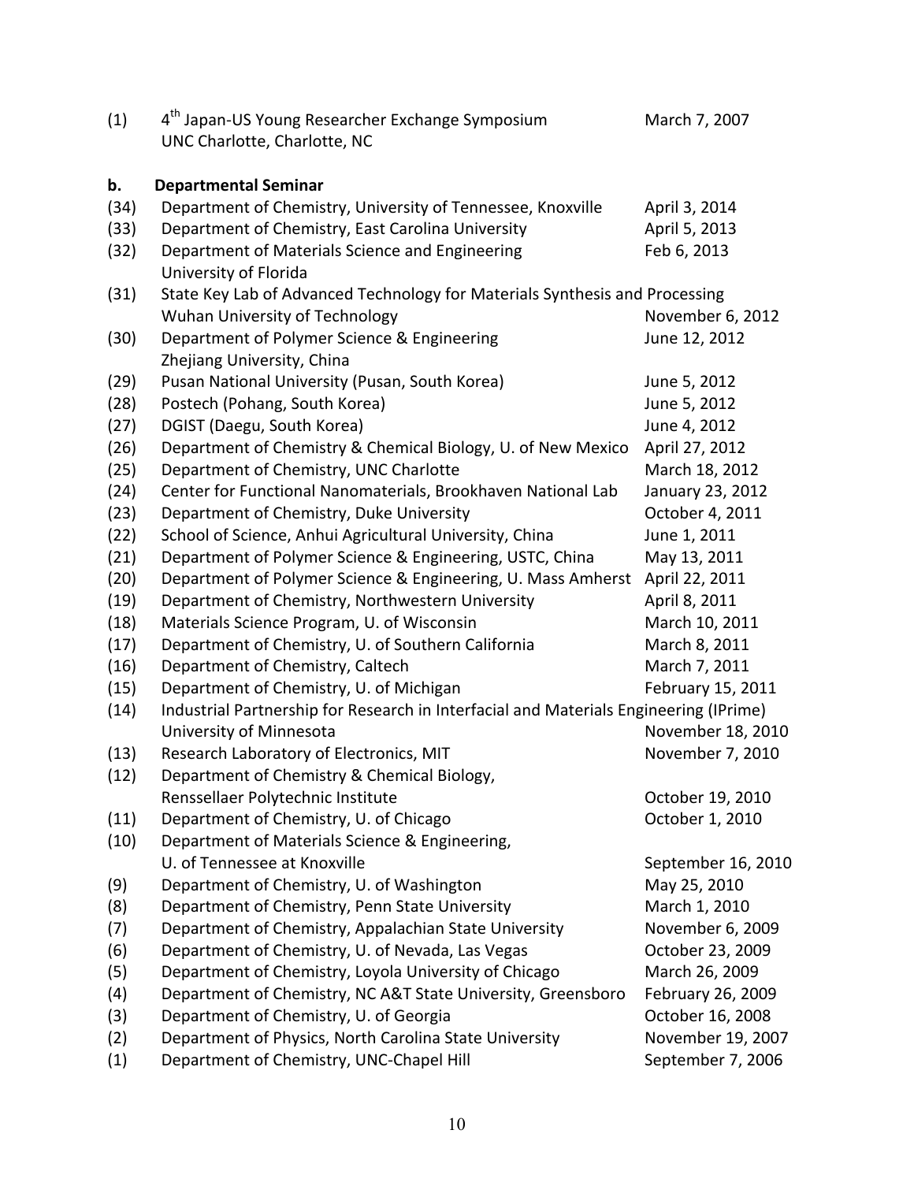(1) 4th Japan-US Young Researcher Exchange Symposium March 7, 2007
UNC Charlotte, Charlotte, NC

**b. Departmental Seminar**

| | | |
|---|---|---|
| (34) | Department of Chemistry, University of Tennessee, Knoxville | April 3, 2014 |
| (33) | Department of Chemistry, East Carolina University | April 5, 2013 |
| (32) | Department of Materials Science and Engineering University of Florida | Feb 6, 2013 |
| (31) | State Key Lab of Advanced Technology for Materials Synthesis and Processing Wuhan University of Technology | November 6, 2012 |
| (30) | Department of Polymer Science & Engineering Zhejiang University, China | June 12, 2012 |
| (29) | Pusan National University (Pusan, South Korea) | June 5, 2012 |
| (28) | Postech (Pohang, South Korea) | June 5, 2012 |
| (27) | DGIST (Daegu, South Korea) | June 4, 2012 |
| (26) | Department of Chemistry & Chemical Biology, U. of New Mexico | April 27, 2012 |
| (25) | Department of Chemistry, UNC Charlotte | March 18, 2012 |
| (24) | Center for Functional Nanomaterials, Brookhaven National Lab | January 23, 2012 |
| (23) | Department of Chemistry, Duke University | October 4, 2011 |
| (22) | School of Science, Anhui Agricultural University, China | June 1, 2011 |
| (21) | Department of Polymer Science & Engineering, USTC, China | May 13, 2011 |
| (20) | Department of Polymer Science & Engineering, U. Mass Amherst | April 22, 2011 |
| (19) | Department of Chemistry, Northwestern University | April 8, 2011 |
| (18) | Materials Science Program, U. of Wisconsin | March 10, 2011 |
| (17) | Department of Chemistry, U. of Southern California | March 8, 2011 |
| (16) | Department of Chemistry, Caltech | March 7, 2011 |
| (15) | Department of Chemistry, U. of Michigan | February 15, 2011 |
| (14) | Industrial Partnership for Research in Interfacial and Materials Engineering (IPrime) University of Minnesota | November 18, 2010 |
| (13) | Research Laboratory of Electronics, MIT | November 7, 2010 |
| (12) | Department of Chemistry & Chemical Biology, Renssellaer Polytechnic Institute | October 19, 2010 |
| (11) | Department of Chemistry, U. of Chicago | October 1, 2010 |
| (10) | Department of Materials Science & Engineering, U. of Tennessee at Knoxville | September 16, 2010 |
| (9) | Department of Chemistry, U. of Washington | May 25, 2010 |
| (8) | Department of Chemistry, Penn State University | March 1, 2010 |
| (7) | Department of Chemistry, Appalachian State University | November 6, 2009 |
| (6) | Department of Chemistry, U. of Nevada, Las Vegas | October 23, 2009 |
| (5) | Department of Chemistry, Loyola University of Chicago | March 26, 2009 |
| (4) | Department of Chemistry, NC A&T State University, Greensboro | February 26, 2009 |
| (3) | Department of Chemistry, U. of Georgia | October 16, 2008 |
| (2) | Department of Physics, North Carolina State University | November 19, 2007 |
| (1) | Department of Chemistry, UNC-Chapel Hill | September 7, 2006 |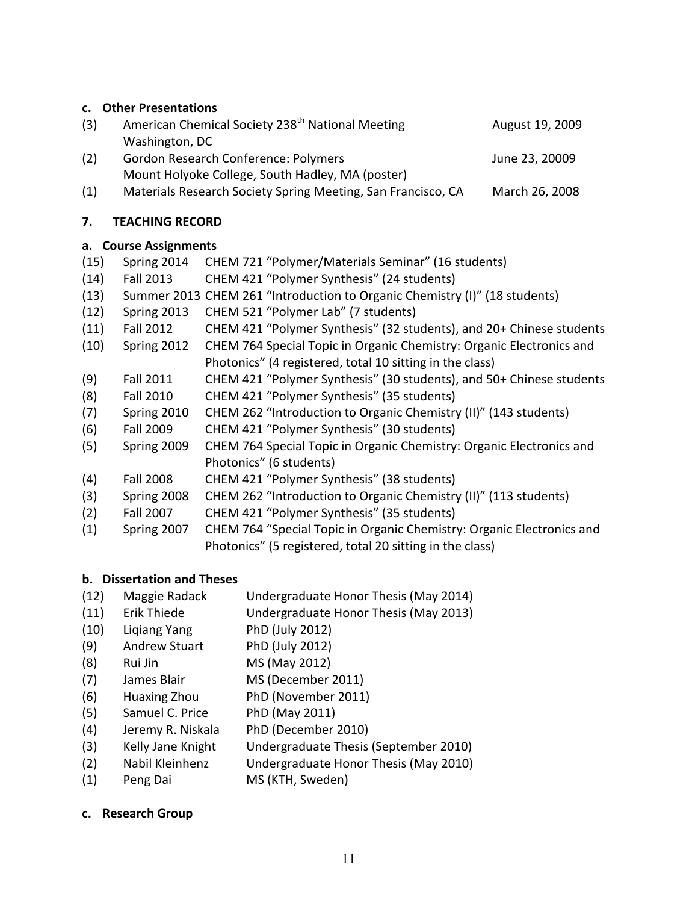**c. Other Presentations**

(3) American Chemical Society 238th National Meeting, Washington, DC — August 19, 2009

(2) Gordon Research Conference: Polymers, Mount Holyoke College, South Hadley, MA (poster) — June 23, 20009

(1) Materials Research Society Spring Meeting, San Francisco, CA — March 26, 2008

## 7. TEACHING RECORD

**a. Course Assignments**

(15) Spring 2014 CHEM 721 "Polymer/Materials Seminar" (16 students)

(14) Fall 2013 CHEM 421 "Polymer Synthesis" (24 students)

(13) Summer 2013 CHEM 261 "Introduction to Organic Chemistry (I)" (18 students)

(12) Spring 2013 CHEM 521 "Polymer Lab" (7 students)

(11) Fall 2012 CHEM 421 "Polymer Synthesis" (32 students), and 20+ Chinese students

(10) Spring 2012 CHEM 764 Special Topic in Organic Chemistry: Organic Electronics and Photonics" (4 registered, total 10 sitting in the class)

(9) Fall 2011 CHEM 421 "Polymer Synthesis" (30 students), and 50+ Chinese students

(8) Fall 2010 CHEM 421 "Polymer Synthesis" (35 students)

(7) Spring 2010 CHEM 262 "Introduction to Organic Chemistry (II)" (143 students)

(6) Fall 2009 CHEM 421 "Polymer Synthesis" (30 students)

(5) Spring 2009 CHEM 764 Special Topic in Organic Chemistry: Organic Electronics and Photonics" (6 students)

(4) Fall 2008 CHEM 421 "Polymer Synthesis" (38 students)

(3) Spring 2008 CHEM 262 "Introduction to Organic Chemistry (II)" (113 students)

(2) Fall 2007 CHEM 421 "Polymer Synthesis" (35 students)

(1) Spring 2007 CHEM 764 "Special Topic in Organic Chemistry: Organic Electronics and Photonics" (5 registered, total 20 sitting in the class)

**b. Dissertation and Theses**

(12) Maggie Radack — Undergraduate Honor Thesis (May 2014)

(11) Erik Thiede — Undergraduate Honor Thesis (May 2013)

(10) Liqiang Yang — PhD (July 2012)

(9) Andrew Stuart — PhD (July 2012)

(8) Rui Jin — MS (May 2012)

(7) James Blair — MS (December 2011)

(6) Huaxing Zhou — PhD (November 2011)

(5) Samuel C. Price — PhD (May 2011)

(4) Jeremy R. Niskala — PhD (December 2010)

(3) Kelly Jane Knight — Undergraduate Thesis (September 2010)

(2) Nabil Kleinhenz — Undergraduate Honor Thesis (May 2010)

(1) Peng Dai — MS (KTH, Sweden)

**c. Research Group**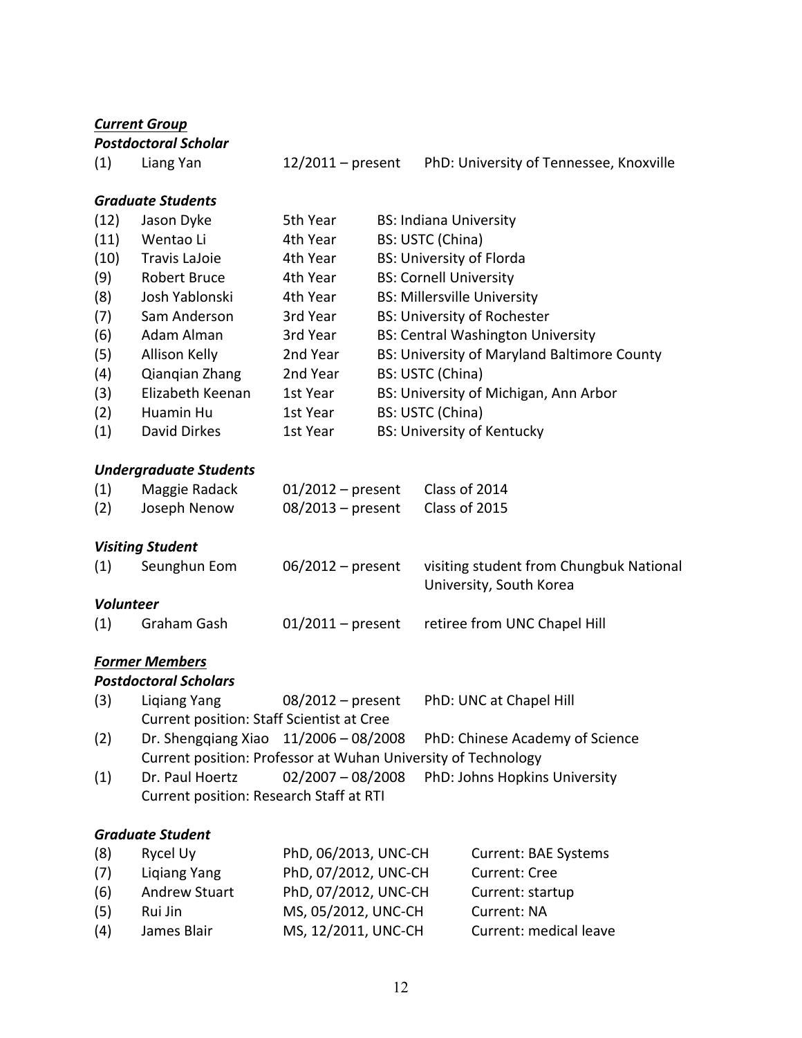***Current Group***

***Postdoctoral Scholar***

| | | | |
|---|---|---|---|
| (1) | Liang Yan | 12/2011 – present | PhD: University of Tennessee, Knoxville |

***Graduate Students***

| | | | |
|---|---|---|---|
| (12) | Jason Dyke | 5th Year | BS: Indiana University |
| (11) | Wentao Li | 4th Year | BS: USTC (China) |
| (10) | Travis LaJoie | 4th Year | BS: University of Florda |
| (9) | Robert Bruce | 4th Year | BS: Cornell University |
| (8) | Josh Yablonski | 4th Year | BS: Millersville University |
| (7) | Sam Anderson | 3rd Year | BS: University of Rochester |
| (6) | Adam Alman | 3rd Year | BS: Central Washington University |
| (5) | Allison Kelly | 2nd Year | BS: University of Maryland Baltimore County |
| (4) | Qianqian Zhang | 2nd Year | BS: USTC (China) |
| (3) | Elizabeth Keenan | 1st Year | BS: University of Michigan, Ann Arbor |
| (2) | Huamin Hu | 1st Year | BS: USTC (China) |
| (1) | David Dirkes | 1st Year | BS: University of Kentucky |

***Undergraduate Students***

| | | | |
|---|---|---|---|
| (1) | Maggie Radack | 01/2012 – present | Class of 2014 |
| (2) | Joseph Nenow | 08/2013 – present | Class of 2015 |

***Visiting Student***

| | | | |
|---|---|---|---|
| (1) | Seunghun Eom | 06/2012 – present | visiting student from Chungbuk National University, South Korea |

***Volunteer***

| | | | |
|---|---|---|---|
| (1) | Graham Gash | 01/2011 – present | retiree from UNC Chapel Hill |

***Former Members***

***Postdoctoral Scholars***

(3) Liqiang Yang 08/2012 – present PhD: UNC at Chapel Hill
Current position: Staff Scientist at Cree

(2) Dr. Shengqiang Xiao 11/2006 – 08/2008 PhD: Chinese Academy of Science
Current position: Professor at Wuhan University of Technology

(1) Dr. Paul Hoertz 02/2007 – 08/2008 PhD: Johns Hopkins University
Current position: Research Staff at RTI

***Graduate Student***

| | | | |
|---|---|---|---|
| (8) | Rycel Uy | PhD, 06/2013, UNC-CH | Current: BAE Systems |
| (7) | Liqiang Yang | PhD, 07/2012, UNC-CH | Current: Cree |
| (6) | Andrew Stuart | PhD, 07/2012, UNC-CH | Current: startup |
| (5) | Rui Jin | MS, 05/2012, UNC-CH | Current: NA |
| (4) | James Blair | MS, 12/2011, UNC-CH | Current: medical leave |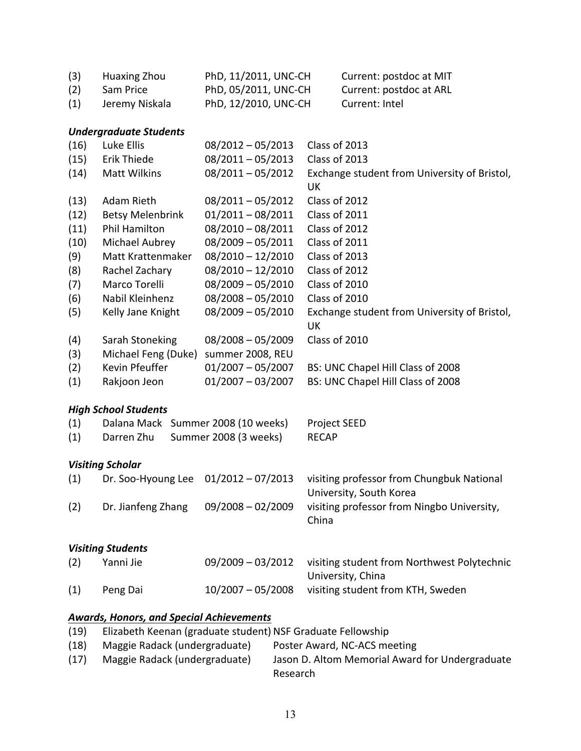| | | | |
|---|---|---|---|
| (3) | Huaxing Zhou | PhD, 11/2011, UNC-CH | Current: postdoc at MIT |
| (2) | Sam Price | PhD, 05/2011, UNC-CH | Current: postdoc at ARL |
| (1) | Jeremy Niskala | PhD, 12/2010, UNC-CH | Current: Intel |

***Undergraduate Students***

| | | | |
|---|---|---|---|
| (16) | Luke Ellis | 08/2012 – 05/2013 | Class of 2013 |
| (15) | Erik Thiede | 08/2011 – 05/2013 | Class of 2013 |
| (14) | Matt Wilkins | 08/2011 – 05/2012 | Exchange student from University of Bristol, UK |
| (13) | Adam Rieth | 08/2011 – 05/2012 | Class of 2012 |
| (12) | Betsy Melenbrink | 01/2011 – 08/2011 | Class of 2011 |
| (11) | Phil Hamilton | 08/2010 – 08/2011 | Class of 2012 |
| (10) | Michael Aubrey | 08/2009 – 05/2011 | Class of 2011 |
| (9) | Matt Krattenmaker | 08/2010 – 12/2010 | Class of 2013 |
| (8) | Rachel Zachary | 08/2010 – 12/2010 | Class of 2012 |
| (7) | Marco Torelli | 08/2009 – 05/2010 | Class of 2010 |
| (6) | Nabil Kleinhenz | 08/2008 – 05/2010 | Class of 2010 |
| (5) | Kelly Jane Knight | 08/2009 – 05/2010 | Exchange student from University of Bristol, UK |
| (4) | Sarah Stoneking | 08/2008 – 05/2009 | Class of 2010 |
| (3) | Michael Feng (Duke) | summer 2008, REU | |
| (2) | Kevin Pfeuffer | 01/2007 – 05/2007 | BS: UNC Chapel Hill Class of 2008 |
| (1) | Rakjoon Jeon | 01/2007 – 03/2007 | BS: UNC Chapel Hill Class of 2008 |

***High School Students***

| | | | |
|---|---|---|---|
| (1) | Dalana Mack | Summer 2008 (10 weeks) | Project SEED |
| (1) | Darren Zhu | Summer 2008 (3 weeks) | RECAP |

***Visiting Scholar***

| | | | |
|---|---|---|---|
| (1) | Dr. Soo-Hyoung Lee | 01/2012 – 07/2013 | visiting professor from Chungbuk National University, South Korea |
| (2) | Dr. Jianfeng Zhang | 09/2008 – 02/2009 | visiting professor from Ningbo University, China |

***Visiting Students***

| | | | |
|---|---|---|---|
| (2) | Yanni Jie | 09/2009 – 03/2012 | visiting student from Northwest Polytechnic University, China |
| (1) | Peng Dai | 10/2007 – 05/2008 | visiting student from KTH, Sweden |

***Awards, Honors, and Special Achievements***

| | | |
|---|---|---|
| (19) | Elizabeth Keenan (graduate student) | NSF Graduate Fellowship |
| (18) | Maggie Radack (undergraduate) | Poster Award, NC-ACS meeting |
| (17) | Maggie Radack (undergraduate) | Jason D. Altom Memorial Award for Undergraduate Research |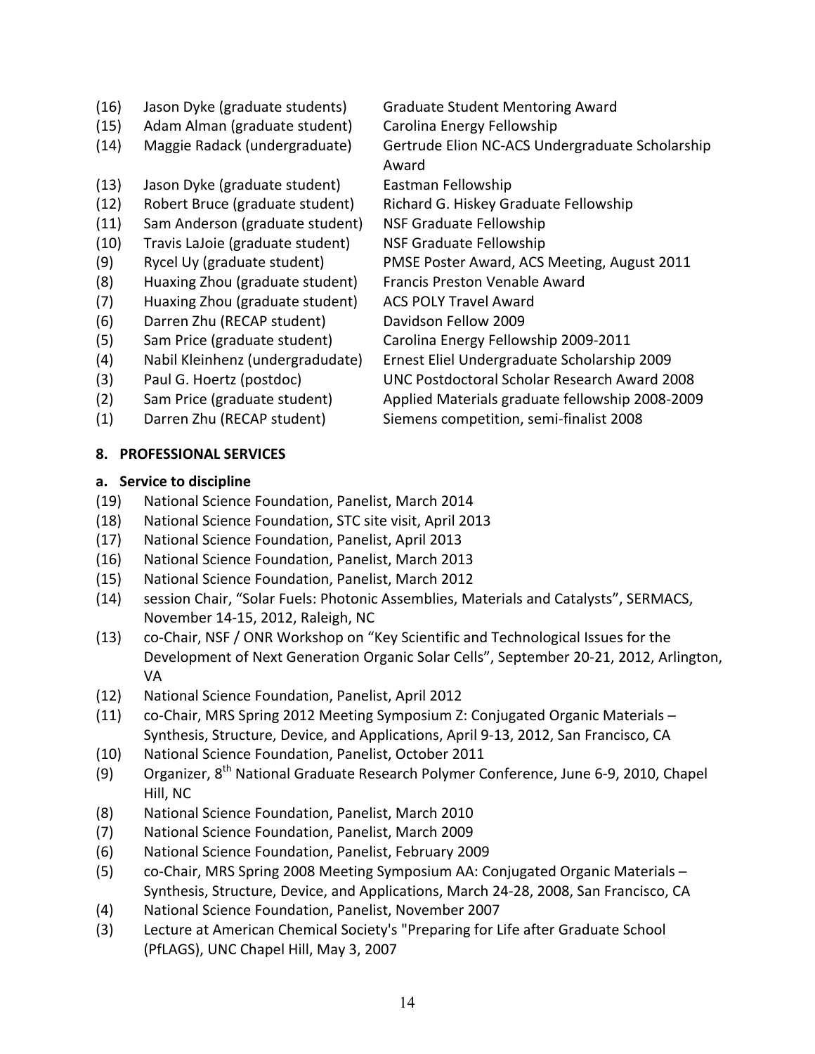(16) Jason Dyke (graduate students) Graduate Student Mentoring Award
(15) Adam Alman (graduate student) Carolina Energy Fellowship
(14) Maggie Radack (undergraduate) Gertrude Elion NC-ACS Undergraduate Scholarship Award
(13) Jason Dyke (graduate student) Eastman Fellowship
(12) Robert Bruce (graduate student) Richard G. Hiskey Graduate Fellowship
(11) Sam Anderson (graduate student) NSF Graduate Fellowship
(10) Travis LaJoie (graduate student) NSF Graduate Fellowship
(9) Rycel Uy (graduate student) PMSE Poster Award, ACS Meeting, August 2011
(8) Huaxing Zhou (graduate student) Francis Preston Venable Award
(7) Huaxing Zhou (graduate student) ACS POLY Travel Award
(6) Darren Zhu (RECAP student) Davidson Fellow 2009
(5) Sam Price (graduate student) Carolina Energy Fellowship 2009-2011
(4) Nabil Kleinhenz (undergradudate) Ernest Eliel Undergraduate Scholarship 2009
(3) Paul G. Hoertz (postdoc) UNC Postdoctoral Scholar Research Award 2008
(2) Sam Price (graduate student) Applied Materials graduate fellowship 2008-2009
(1) Darren Zhu (RECAP student) Siemens competition, semi-finalist 2008

**8. PROFESSIONAL SERVICES**

**a. Service to discipline**

(19) National Science Foundation, Panelist, March 2014
(18) National Science Foundation, STC site visit, April 2013
(17) National Science Foundation, Panelist, April 2013
(16) National Science Foundation, Panelist, March 2013
(15) National Science Foundation, Panelist, March 2012
(14) session Chair, "Solar Fuels: Photonic Assemblies, Materials and Catalysts", SERMACS, November 14-15, 2012, Raleigh, NC
(13) co-Chair, NSF / ONR Workshop on "Key Scientific and Technological Issues for the Development of Next Generation Organic Solar Cells", September 20-21, 2012, Arlington, VA
(12) National Science Foundation, Panelist, April 2012
(11) co-Chair, MRS Spring 2012 Meeting Symposium Z: Conjugated Organic Materials – Synthesis, Structure, Device, and Applications, April 9-13, 2012, San Francisco, CA
(10) National Science Foundation, Panelist, October 2011
(9) Organizer, 8th National Graduate Research Polymer Conference, June 6-9, 2010, Chapel Hill, NC
(8) National Science Foundation, Panelist, March 2010
(7) National Science Foundation, Panelist, March 2009
(6) National Science Foundation, Panelist, February 2009
(5) co-Chair, MRS Spring 2008 Meeting Symposium AA: Conjugated Organic Materials – Synthesis, Structure, Device, and Applications, March 24-28, 2008, San Francisco, CA
(4) National Science Foundation, Panelist, November 2007
(3) Lecture at American Chemical Society's "Preparing for Life after Graduate School (PfLAGS), UNC Chapel Hill, May 3, 2007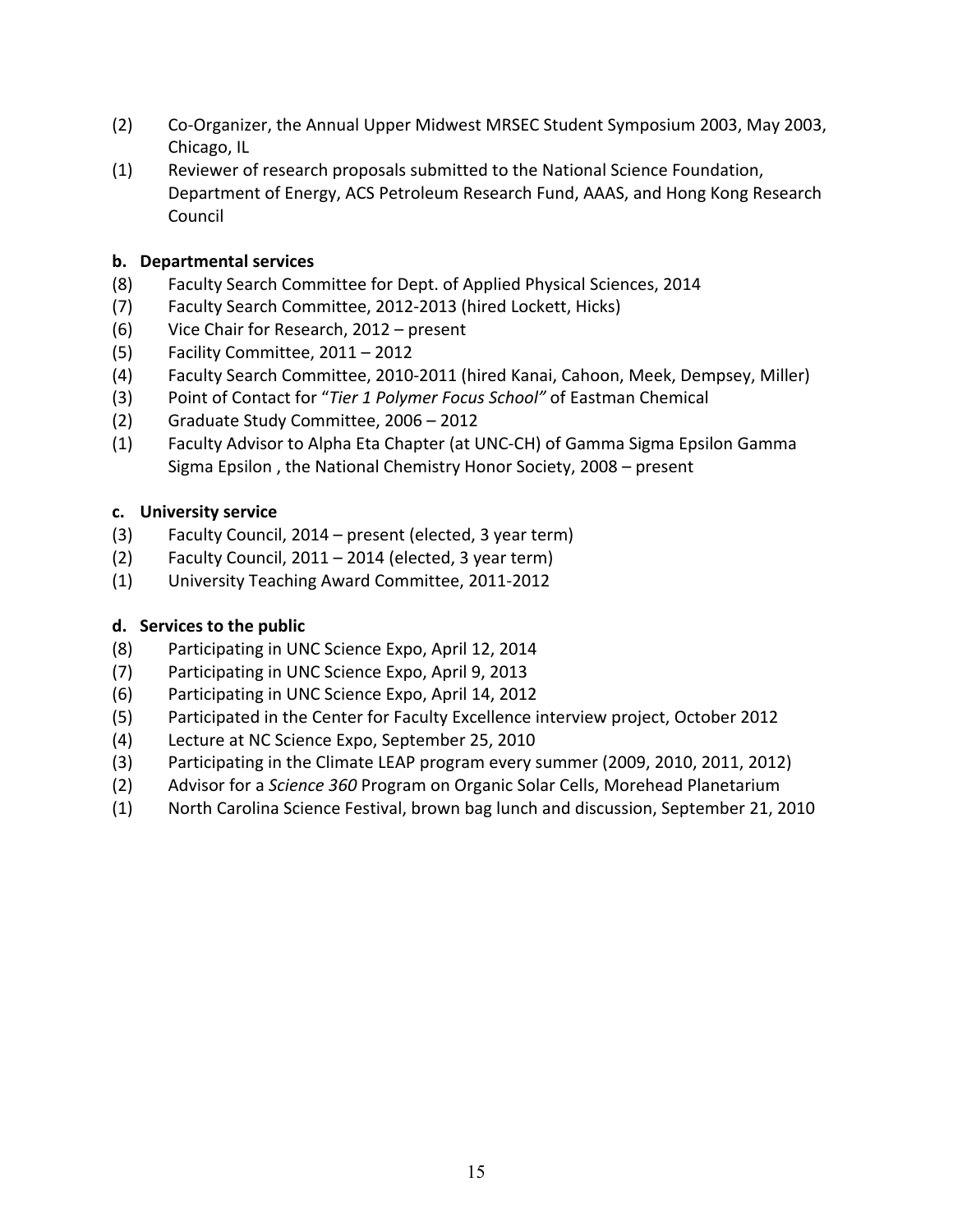(2) Co-Organizer, the Annual Upper Midwest MRSEC Student Symposium 2003, May 2003, Chicago, IL

(1) Reviewer of research proposals submitted to the National Science Foundation, Department of Energy, ACS Petroleum Research Fund, AAAS, and Hong Kong Research Council

**b. Departmental services**

(8) Faculty Search Committee for Dept. of Applied Physical Sciences, 2014

(7) Faculty Search Committee, 2012-2013 (hired Lockett, Hicks)

(6) Vice Chair for Research, 2012 – present

(5) Facility Committee, 2011 – 2012

(4) Faculty Search Committee, 2010-2011 (hired Kanai, Cahoon, Meek, Dempsey, Miller)

(3) Point of Contact for "*Tier 1 Polymer Focus School"* of Eastman Chemical

(2) Graduate Study Committee, 2006 – 2012

(1) Faculty Advisor to Alpha Eta Chapter (at UNC-CH) of Gamma Sigma Epsilon Gamma Sigma Epsilon , the National Chemistry Honor Society, 2008 – present

**c. University service**

(3) Faculty Council, 2014 – present (elected, 3 year term)

(2) Faculty Council, 2011 – 2014 (elected, 3 year term)

(1) University Teaching Award Committee, 2011-2012

**d. Services to the public**

(8) Participating in UNC Science Expo, April 12, 2014

(7) Participating in UNC Science Expo, April 9, 2013

(6) Participating in UNC Science Expo, April 14, 2012

(5) Participated in the Center for Faculty Excellence interview project, October 2012

(4) Lecture at NC Science Expo, September 25, 2010

(3) Participating in the Climate LEAP program every summer (2009, 2010, 2011, 2012)

(2) Advisor for a *Science 360* Program on Organic Solar Cells, Morehead Planetarium

(1) North Carolina Science Festival, brown bag lunch and discussion, September 21, 2010